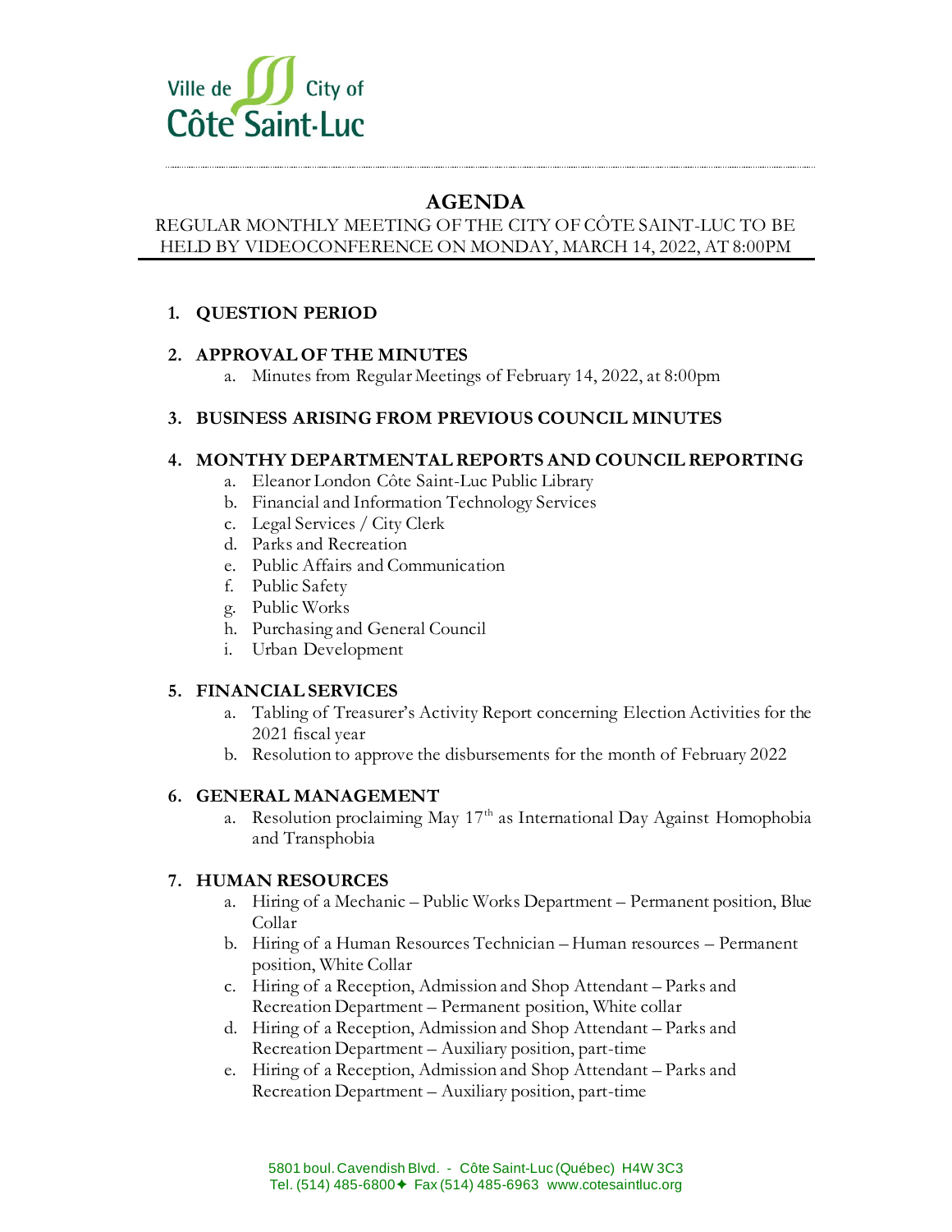Ville de City of
Côte Saint-Luc

# AGENDA

REGULAR MONTHLY MEETING OF THE CITY OF CÔTE SAINT-LUC TO BE HELD BY VIDEOCONFERENCE ON MONDAY, MARCH 14, 2022, AT 8:00PM

## 1. QUESTION PERIOD

## 2. APPROVAL OF THE MINUTES

a. Minutes from Regular Meetings of February 14, 2022, at 8:00pm

## 3. BUSINESS ARISING FROM PREVIOUS COUNCIL MINUTES

## 4. MONTHY DEPARTMENTAL REPORTS AND COUNCIL REPORTING

a. Eleanor London Côte Saint-Luc Public Library
b. Financial and Information Technology Services
c. Legal Services / City Clerk
d. Parks and Recreation
e. Public Affairs and Communication
f. Public Safety
g. Public Works
h. Purchasing and General Council
i. Urban Development

## 5. FINANCIAL SERVICES

a. Tabling of Treasurer's Activity Report concerning Election Activities for the 2021 fiscal year
b. Resolution to approve the disbursements for the month of February 2022

## 6. GENERAL MANAGEMENT

a. Resolution proclaiming May 17th as International Day Against Homophobia and Transphobia

## 7. HUMAN RESOURCES

a. Hiring of a Mechanic – Public Works Department – Permanent position, Blue Collar
b. Hiring of a Human Resources Technician – Human resources – Permanent position, White Collar
c. Hiring of a Reception, Admission and Shop Attendant – Parks and Recreation Department – Permanent position, White collar
d. Hiring of a Reception, Admission and Shop Attendant – Parks and Recreation Department – Auxiliary position, part-time
e. Hiring of a Reception, Admission and Shop Attendant – Parks and Recreation Department – Auxiliary position, part-time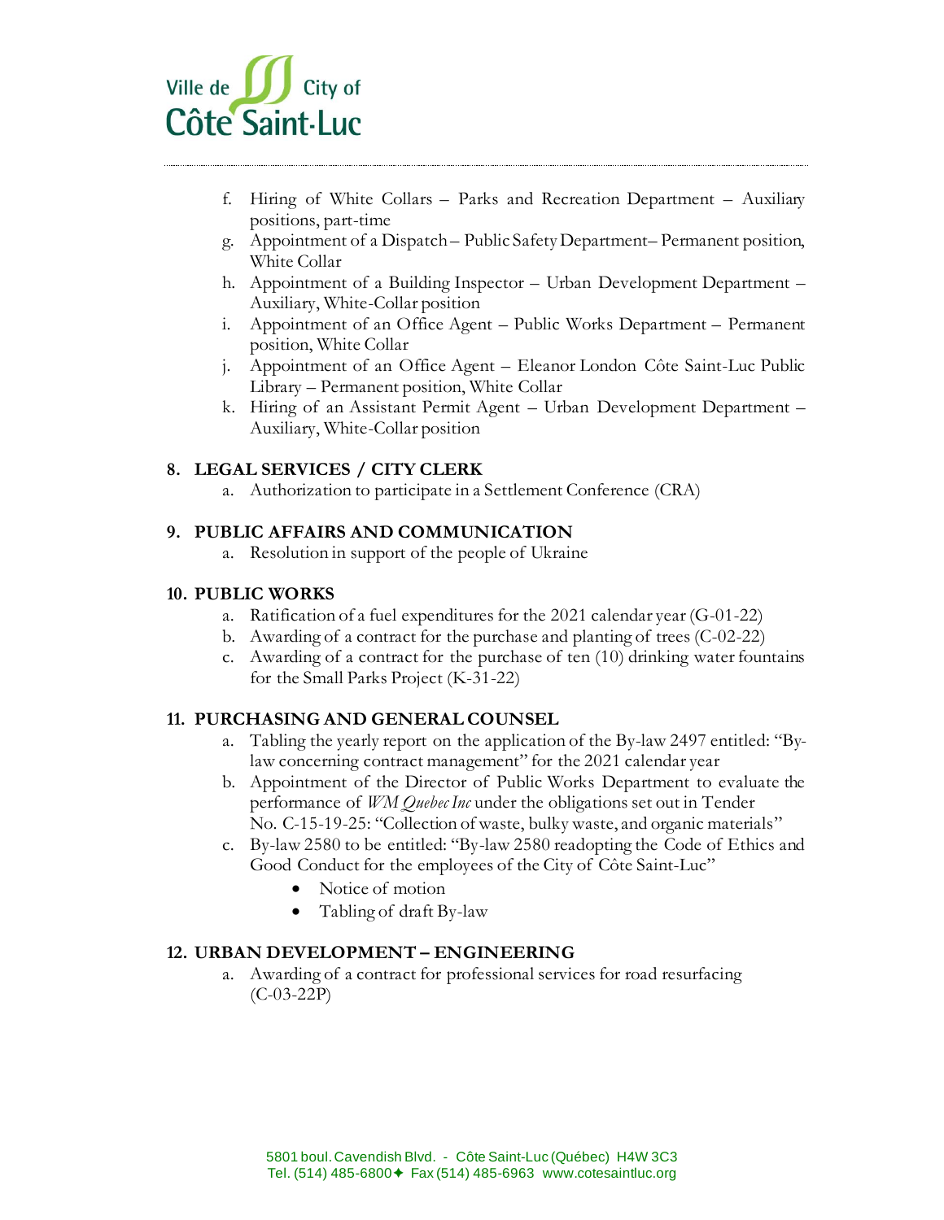f. Hiring of White Collars – Parks and Recreation Department – Auxiliary positions, part-time
g. Appointment of a Dispatch – Public Safety Department – Permanent position, White Collar
h. Appointment of a Building Inspector – Urban Development Department – Auxiliary, White-Collar position
i. Appointment of an Office Agent – Public Works Department – Permanent position, White Collar
j. Appointment of an Office Agent – Eleanor London Côte Saint-Luc Public Library – Permanent position, White Collar
k. Hiring of an Assistant Permit Agent – Urban Development Department – Auxiliary, White-Collar position

## 8. LEGAL SERVICES / CITY CLERK

a. Authorization to participate in a Settlement Conference (CRA)

## 9. PUBLIC AFFAIRS AND COMMUNICATION

a. Resolution in support of the people of Ukraine

## 10. PUBLIC WORKS

a. Ratification of a fuel expenditures for the 2021 calendar year (G-01-22)
b. Awarding of a contract for the purchase and planting of trees (C-02-22)
c. Awarding of a contract for the purchase of ten (10) drinking water fountains for the Small Parks Project (K-31-22)

## 11. PURCHASING AND GENERAL COUNSEL

a. Tabling the yearly report on the application of the By-law 2497 entitled: "By-law concerning contract management" for the 2021 calendar year
b. Appointment of the Director of Public Works Department to evaluate the performance of *WM Quebec Inc* under the obligations set out in Tender No. C-15-19-25: "Collection of waste, bulky waste, and organic materials"
c. By-law 2580 to be entitled: "By-law 2580 readopting the Code of Ethics and Good Conduct for the employees of the City of Côte Saint-Luc"
   - Notice of motion
   - Tabling of draft By-law

## 12. URBAN DEVELOPMENT – ENGINEERING

a. Awarding of a contract for professional services for road resurfacing (C-03-22P)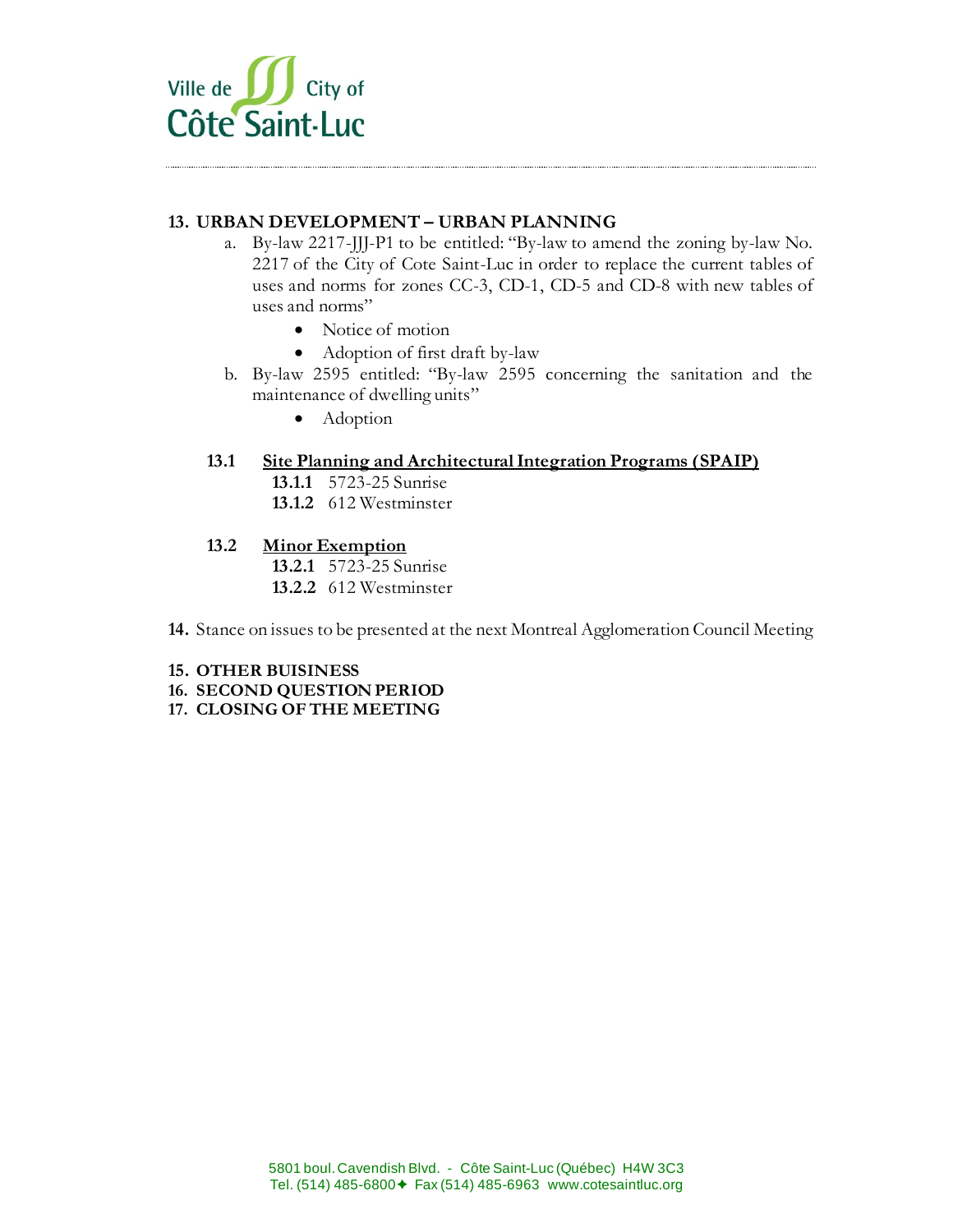**13. URBAN DEVELOPMENT – URBAN PLANNING**

a. By-law 2217-JJJ-P1 to be entitled: "By-law to amend the zoning by-law No. 2217 of the City of Cote Saint-Luc in order to replace the current tables of uses and norms for zones CC-3, CD-1, CD-5 and CD-8 with new tables of uses and norms"
   - Notice of motion
   - Adoption of first draft by-law

b. By-law 2595 entitled: "By-law 2595 concerning the sanitation and the maintenance of dwelling units"
   - Adoption

**13.1 Site Planning and Architectural Integration Programs (SPAIP)**

**13.1.1** 5723-25 Sunrise
**13.1.2** 612 Westminster

**13.2 Minor Exemption**

**13.2.1** 5723-25 Sunrise
**13.2.2** 612 Westminster

**14.** Stance on issues to be presented at the next Montreal Agglomeration Council Meeting

**15. OTHER BUISINESS**
**16. SECOND QUESTION PERIOD**
**17. CLOSING OF THE MEETING**